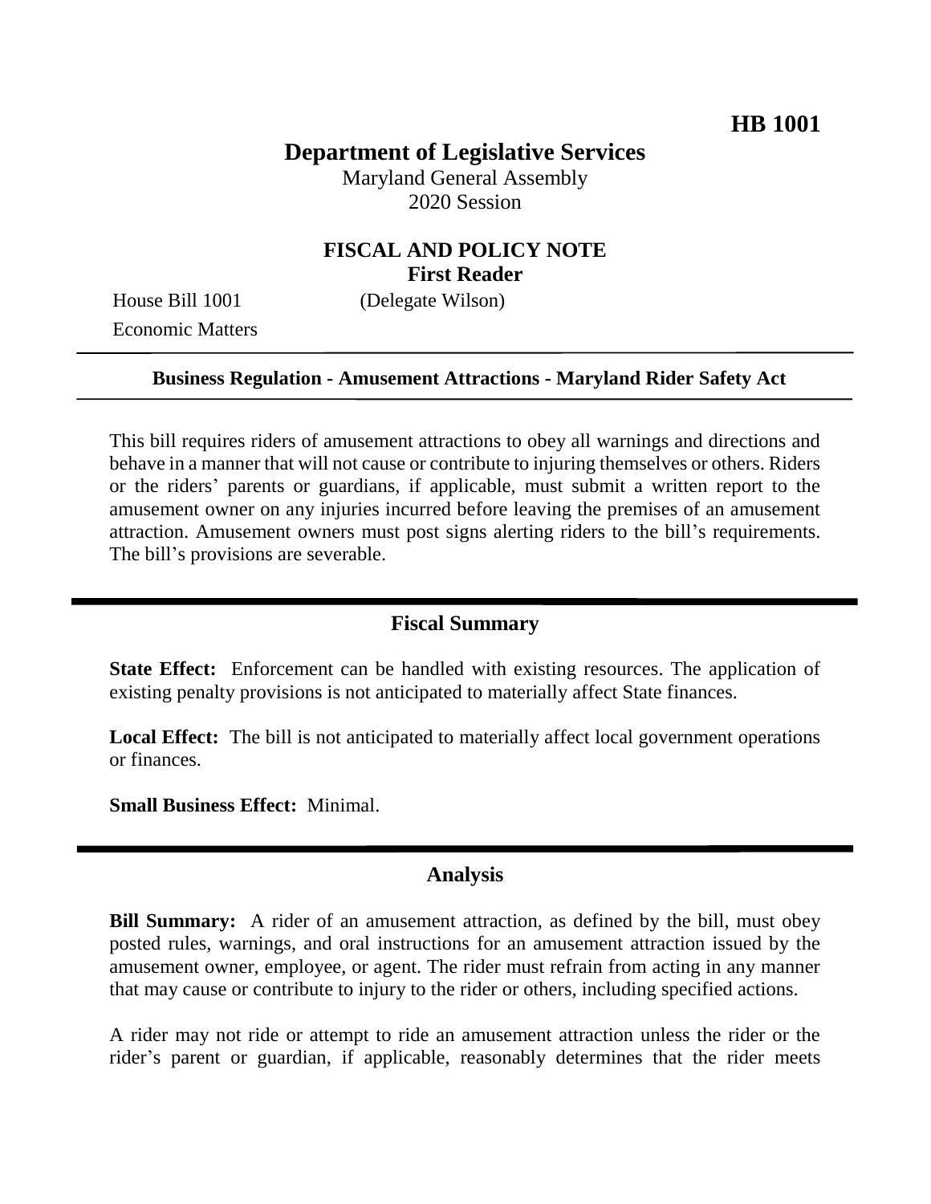**HB 1001**

# Department of Legislative Services

Maryland General Assembly
2020 Session

## FISCAL AND POLICY NOTE
**First Reader**

House Bill 1001 (Delegate Wilson)
Economic Matters

---

**Business Regulation - Amusement Attractions - Maryland Rider Safety Act**

---

This bill requires riders of amusement attractions to obey all warnings and directions and behave in a manner that will not cause or contribute to injuring themselves or others. Riders or the riders' parents or guardians, if applicable, must submit a written report to the amusement owner on any injuries incurred before leaving the premises of an amusement attraction. Amusement owners must post signs alerting riders to the bill's requirements. The bill's provisions are severable.

## Fiscal Summary

**State Effect:** Enforcement can be handled with existing resources. The application of existing penalty provisions is not anticipated to materially affect State finances.

**Local Effect:** The bill is not anticipated to materially affect local government operations or finances.

**Small Business Effect:** Minimal.

## Analysis

**Bill Summary:** A rider of an amusement attraction, as defined by the bill, must obey posted rules, warnings, and oral instructions for an amusement attraction issued by the amusement owner, employee, or agent. The rider must refrain from acting in any manner that may cause or contribute to injury to the rider or others, including specified actions.

A rider may not ride or attempt to ride an amusement attraction unless the rider or the rider's parent or guardian, if applicable, reasonably determines that the rider meets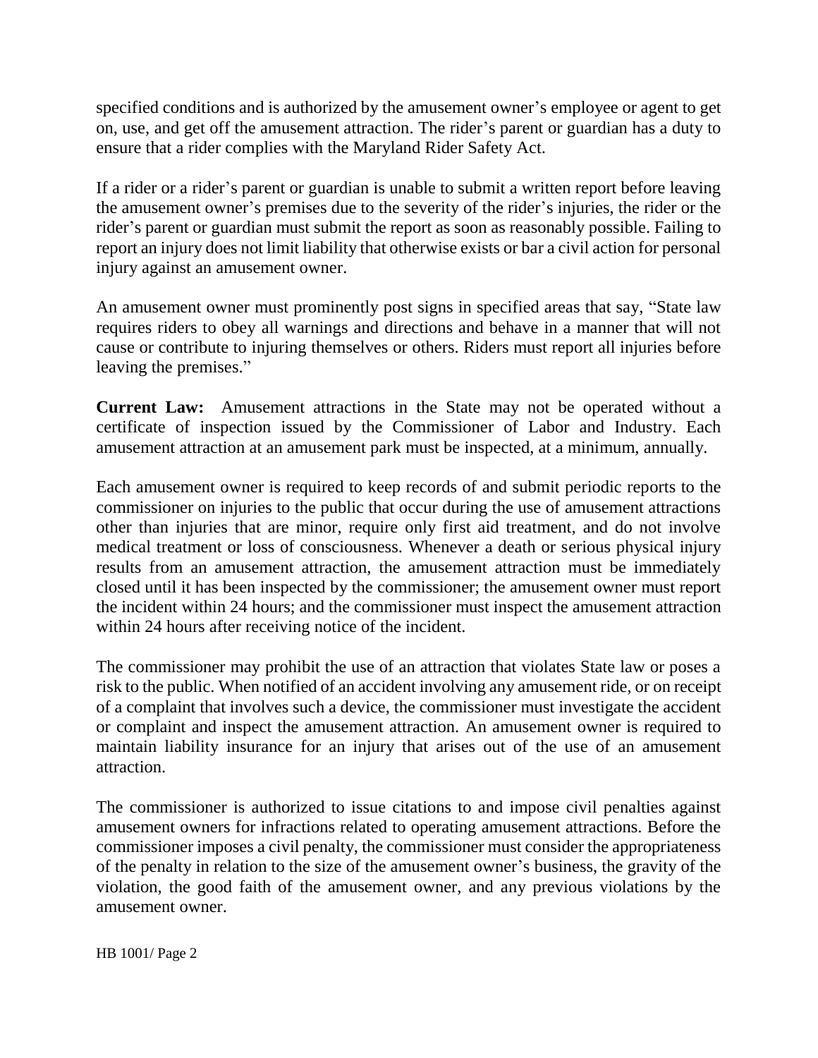specified conditions and is authorized by the amusement owner's employee or agent to get on, use, and get off the amusement attraction. The rider's parent or guardian has a duty to ensure that a rider complies with the Maryland Rider Safety Act.

If a rider or a rider's parent or guardian is unable to submit a written report before leaving the amusement owner's premises due to the severity of the rider's injuries, the rider or the rider's parent or guardian must submit the report as soon as reasonably possible. Failing to report an injury does not limit liability that otherwise exists or bar a civil action for personal injury against an amusement owner.

An amusement owner must prominently post signs in specified areas that say, "State law requires riders to obey all warnings and directions and behave in a manner that will not cause or contribute to injuring themselves or others. Riders must report all injuries before leaving the premises."

**Current Law:** Amusement attractions in the State may not be operated without a certificate of inspection issued by the Commissioner of Labor and Industry. Each amusement attraction at an amusement park must be inspected, at a minimum, annually.

Each amusement owner is required to keep records of and submit periodic reports to the commissioner on injuries to the public that occur during the use of amusement attractions other than injuries that are minor, require only first aid treatment, and do not involve medical treatment or loss of consciousness. Whenever a death or serious physical injury results from an amusement attraction, the amusement attraction must be immediately closed until it has been inspected by the commissioner; the amusement owner must report the incident within 24 hours; and the commissioner must inspect the amusement attraction within 24 hours after receiving notice of the incident.

The commissioner may prohibit the use of an attraction that violates State law or poses a risk to the public. When notified of an accident involving any amusement ride, or on receipt of a complaint that involves such a device, the commissioner must investigate the accident or complaint and inspect the amusement attraction. An amusement owner is required to maintain liability insurance for an injury that arises out of the use of an amusement attraction.

The commissioner is authorized to issue citations to and impose civil penalties against amusement owners for infractions related to operating amusement attractions. Before the commissioner imposes a civil penalty, the commissioner must consider the appropriateness of the penalty in relation to the size of the amusement owner's business, the gravity of the violation, the good faith of the amusement owner, and any previous violations by the amusement owner.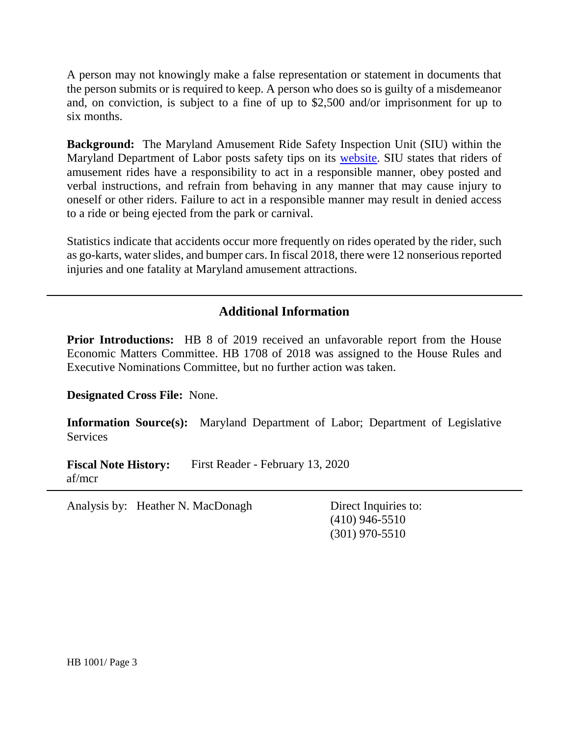A person may not knowingly make a false representation or statement in documents that the person submits or is required to keep. A person who does so is guilty of a misdemeanor and, on conviction, is subject to a fine of up to $2,500 and/or imprisonment for up to six months.

**Background:** The Maryland Amusement Ride Safety Inspection Unit (SIU) within the Maryland Department of Labor posts safety tips on its website. SIU states that riders of amusement rides have a responsibility to act in a responsible manner, obey posted and verbal instructions, and refrain from behaving in any manner that may cause injury to oneself or other riders. Failure to act in a responsible manner may result in denied access to a ride or being ejected from the park or carnival.

Statistics indicate that accidents occur more frequently on rides operated by the rider, such as go-karts, water slides, and bumper cars. In fiscal 2018, there were 12 nonserious reported injuries and one fatality at Maryland amusement attractions.

## Additional Information

**Prior Introductions:** HB 8 of 2019 received an unfavorable report from the House Economic Matters Committee. HB 1708 of 2018 was assigned to the House Rules and Executive Nominations Committee, but no further action was taken.

**Designated Cross File:** None.

**Information Source(s):** Maryland Department of Labor; Department of Legislative Services

**Fiscal Note History:** First Reader - February 13, 2020
af/mcr

Analysis by: Heather N. MacDonagh

Direct Inquiries to:
(410) 946-5510
(301) 970-5510